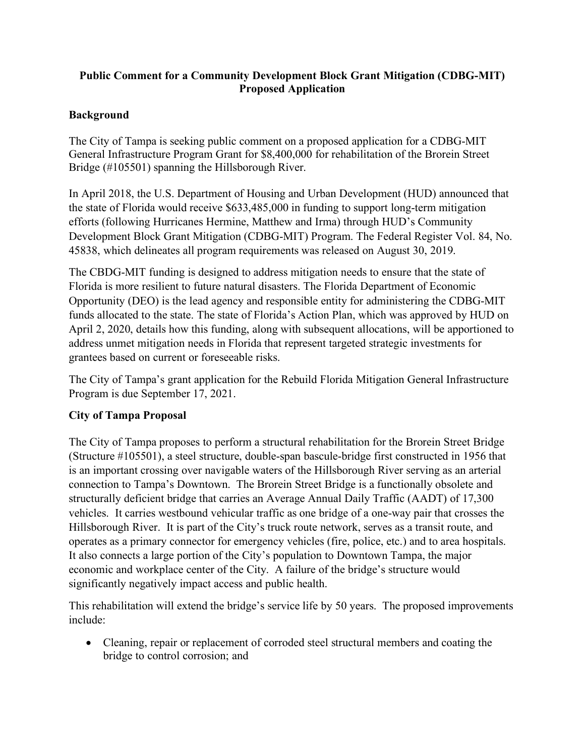# Public Comment for a Community Development Block Grant Mitigation (CDBG-MIT) Proposed Application

## Background

The City of Tampa is seeking public comment on a proposed application for a CDBG-MIT General Infrastructure Program Grant for $8,400,000 for rehabilitation of the Brorein Street Bridge (#105501) spanning the Hillsborough River.

In April 2018, the U.S. Department of Housing and Urban Development (HUD) announced that the state of Florida would receive $633,485,000 in funding to support long-term mitigation efforts (following Hurricanes Hermine, Matthew and Irma) through HUD's Community Development Block Grant Mitigation (CDBG-MIT) Program. The Federal Register Vol. 84, No. 45838, which delineates all program requirements was released on August 30, 2019.

The CBDG-MIT funding is designed to address mitigation needs to ensure that the state of Florida is more resilient to future natural disasters. The Florida Department of Economic Opportunity (DEO) is the lead agency and responsible entity for administering the CDBG-MIT funds allocated to the state. The state of Florida's Action Plan, which was approved by HUD on April 2, 2020, details how this funding, along with subsequent allocations, will be apportioned to address unmet mitigation needs in Florida that represent targeted strategic investments for grantees based on current or foreseeable risks.

The City of Tampa's grant application for the Rebuild Florida Mitigation General Infrastructure Program is due September 17, 2021.

## City of Tampa Proposal

The City of Tampa proposes to perform a structural rehabilitation for the Brorein Street Bridge (Structure #105501), a steel structure, double-span bascule-bridge first constructed in 1956 that is an important crossing over navigable waters of the Hillsborough River serving as an arterial connection to Tampa's Downtown. The Brorein Street Bridge is a functionally obsolete and structurally deficient bridge that carries an Average Annual Daily Traffic (AADT) of 17,300 vehicles. It carries westbound vehicular traffic as one bridge of a one-way pair that crosses the Hillsborough River. It is part of the City's truck route network, serves as a transit route, and operates as a primary connector for emergency vehicles (fire, police, etc.) and to area hospitals. It also connects a large portion of the City's population to Downtown Tampa, the major economic and workplace center of the City. A failure of the bridge's structure would significantly negatively impact access and public health.

This rehabilitation will extend the bridge's service life by 50 years. The proposed improvements include:

- Cleaning, repair or replacement of corroded steel structural members and coating the bridge to control corrosion; and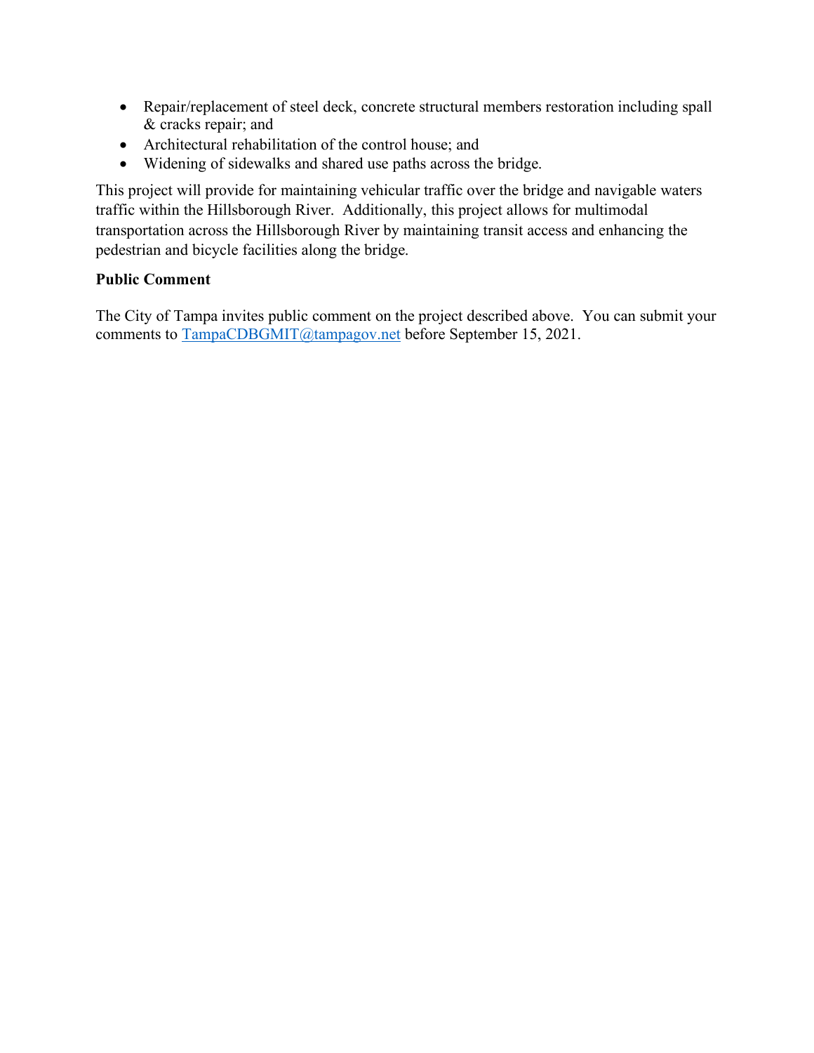- Repair/replacement of steel deck, concrete structural members restoration including spall & cracks repair; and
- Architectural rehabilitation of the control house; and
- Widening of sidewalks and shared use paths across the bridge.

This project will provide for maintaining vehicular traffic over the bridge and navigable waters traffic within the Hillsborough River. Additionally, this project allows for multimodal transportation across the Hillsborough River by maintaining transit access and enhancing the pedestrian and bicycle facilities along the bridge.

**Public Comment**

The City of Tampa invites public comment on the project described above. You can submit your comments to TampaCDBGMIT@tampagov.net before September 15, 2021.